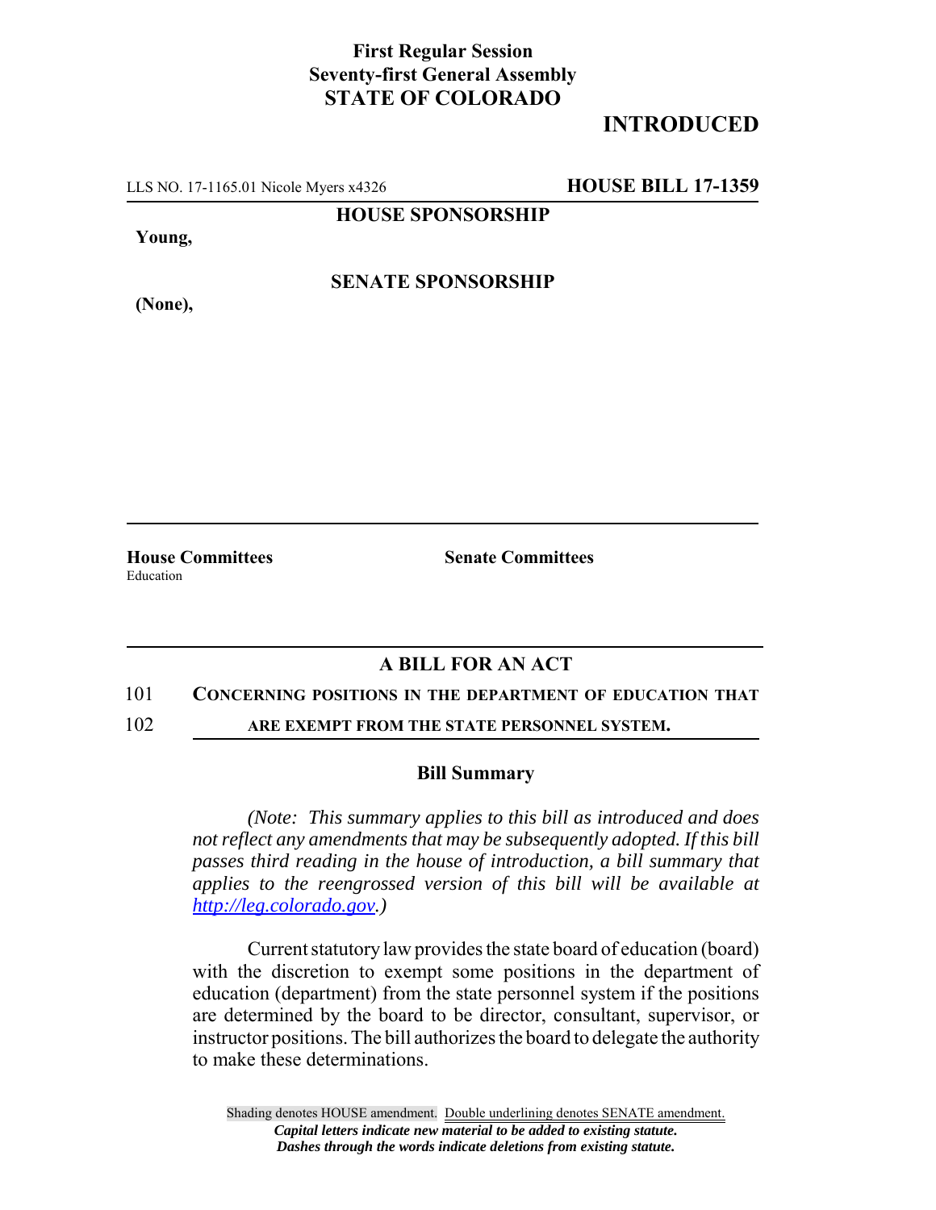**First Regular Session**
**Seventy-first General Assembly**
**STATE OF COLORADO**

# INTRODUCED

LLS NO. 17-1165.01 Nicole Myers x4326 **HOUSE BILL 17-1359**

**HOUSE SPONSORSHIP**

**Young,**

**SENATE SPONSORSHIP**

**(None),**

---

**House Committees**
Education

**Senate Committees**

---

## A BILL FOR AN ACT

101 **CONCERNING POSITIONS IN THE DEPARTMENT OF EDUCATION THAT**

102 **ARE EXEMPT FROM THE STATE PERSONNEL SYSTEM.**

### Bill Summary

*(Note: This summary applies to this bill as introduced and does not reflect any amendments that may be subsequently adopted. If this bill passes third reading in the house of introduction, a bill summary that applies to the reengrossed version of this bill will be available at http://leg.colorado.gov.)*

Current statutory law provides the state board of education (board) with the discretion to exempt some positions in the department of education (department) from the state personnel system if the positions are determined by the board to be director, consultant, supervisor, or instructor positions. The bill authorizes the board to delegate the authority to make these determinations.

Shading denotes HOUSE amendment. Double underlining denotes SENATE amendment.
*Capital letters indicate new material to be added to existing statute.*
*Dashes through the words indicate deletions from existing statute.*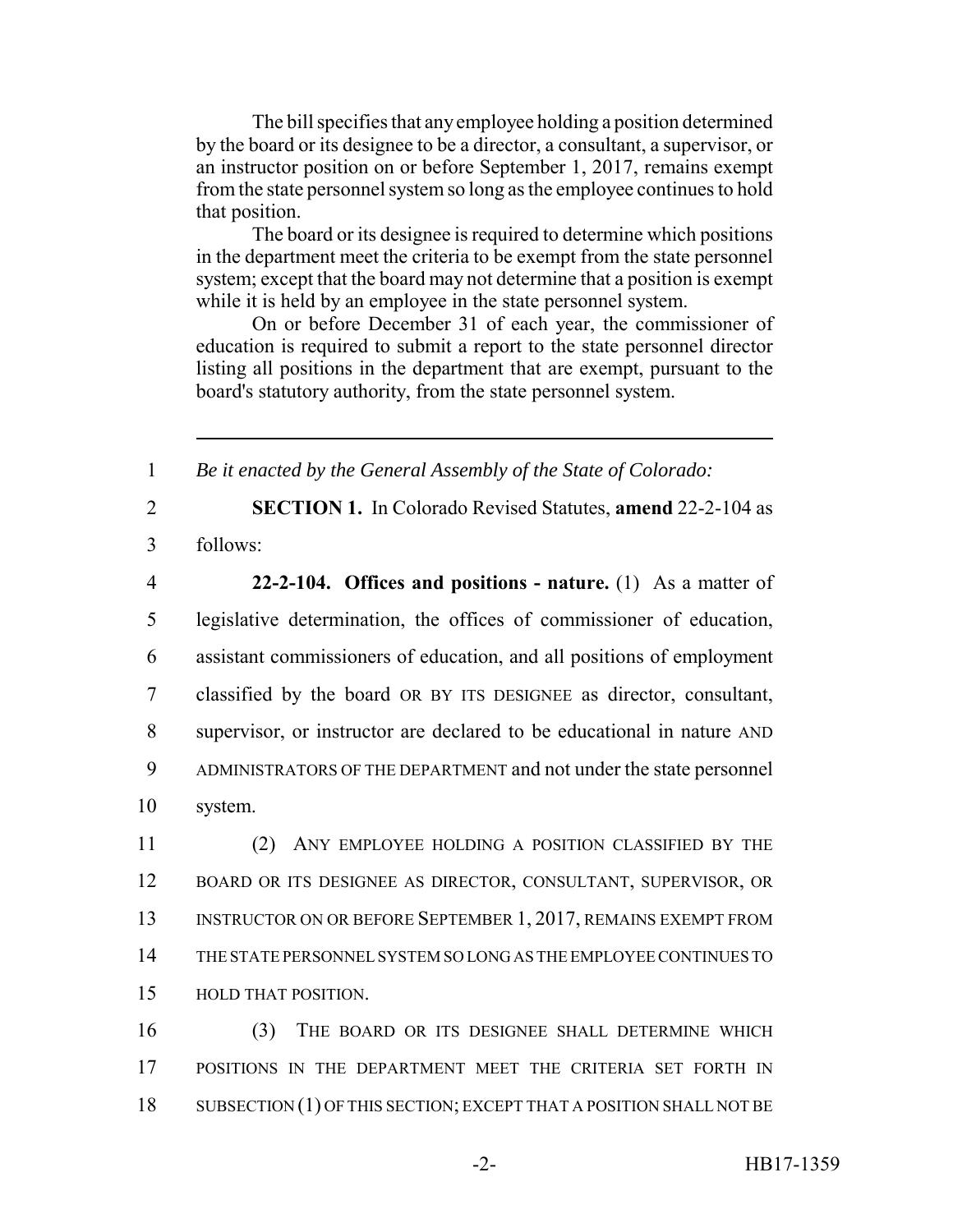The bill specifies that any employee holding a position determined by the board or its designee to be a director, a consultant, a supervisor, or an instructor position on or before September 1, 2017, remains exempt from the state personnel system so long as the employee continues to hold that position.

The board or its designee is required to determine which positions in the department meet the criteria to be exempt from the state personnel system; except that the board may not determine that a position is exempt while it is held by an employee in the state personnel system.

On or before December 31 of each year, the commissioner of education is required to submit a report to the state personnel director listing all positions in the department that are exempt, pursuant to the board's statutory authority, from the state personnel system.

---

1 *Be it enacted by the General Assembly of the State of Colorado:*

2 **SECTION 1.** In Colorado Revised Statutes, **amend** 22-2-104 as
3 follows:

4 **22-2-104. Offices and positions - nature.** (1) As a matter of
5 legislative determination, the offices of commissioner of education,
6 assistant commissioners of education, and all positions of employment
7 classified by the board OR BY ITS DESIGNEE as director, consultant,
8 supervisor, or instructor are declared to be educational in nature AND
9 ADMINISTRATORS OF THE DEPARTMENT and not under the state personnel
10 system.

11 (2) ANY EMPLOYEE HOLDING A POSITION CLASSIFIED BY THE
12 BOARD OR ITS DESIGNEE AS DIRECTOR, CONSULTANT, SUPERVISOR, OR
13 INSTRUCTOR ON OR BEFORE SEPTEMBER 1, 2017, REMAINS EXEMPT FROM
14 THE STATE PERSONNEL SYSTEM SO LONG AS THE EMPLOYEE CONTINUES TO
15 HOLD THAT POSITION.

16 (3) THE BOARD OR ITS DESIGNEE SHALL DETERMINE WHICH
17 POSITIONS IN THE DEPARTMENT MEET THE CRITERIA SET FORTH IN
18 SUBSECTION (1) OF THIS SECTION; EXCEPT THAT A POSITION SHALL NOT BE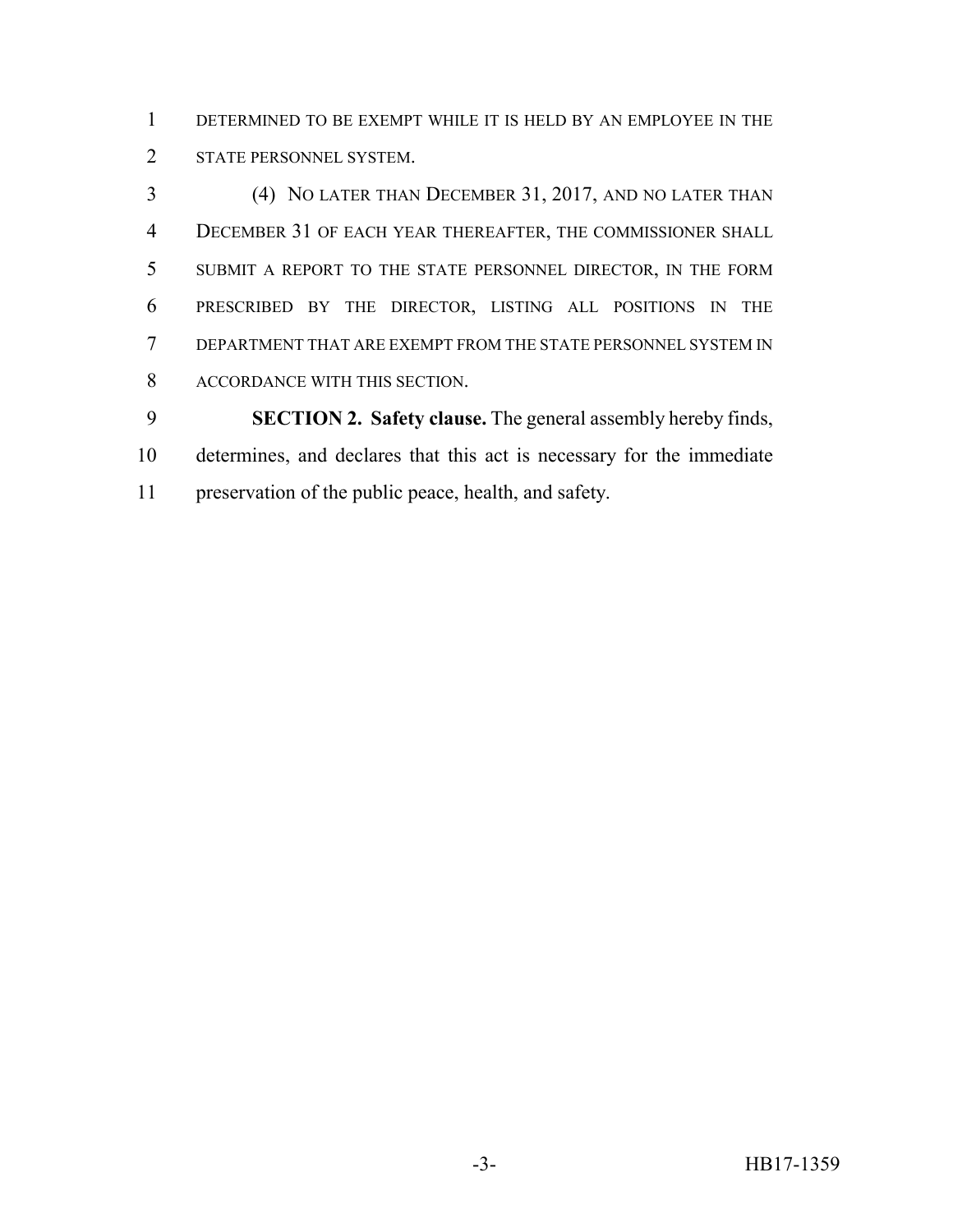DETERMINED TO BE EXEMPT WHILE IT IS HELD BY AN EMPLOYEE IN THE STATE PERSONNEL SYSTEM.

(4) NO LATER THAN DECEMBER 31, 2017, AND NO LATER THAN DECEMBER 31 OF EACH YEAR THEREAFTER, THE COMMISSIONER SHALL SUBMIT A REPORT TO THE STATE PERSONNEL DIRECTOR, IN THE FORM PRESCRIBED BY THE DIRECTOR, LISTING ALL POSITIONS IN THE DEPARTMENT THAT ARE EXEMPT FROM THE STATE PERSONNEL SYSTEM IN ACCORDANCE WITH THIS SECTION.

**SECTION 2. Safety clause.** The general assembly hereby finds, determines, and declares that this act is necessary for the immediate preservation of the public peace, health, and safety.